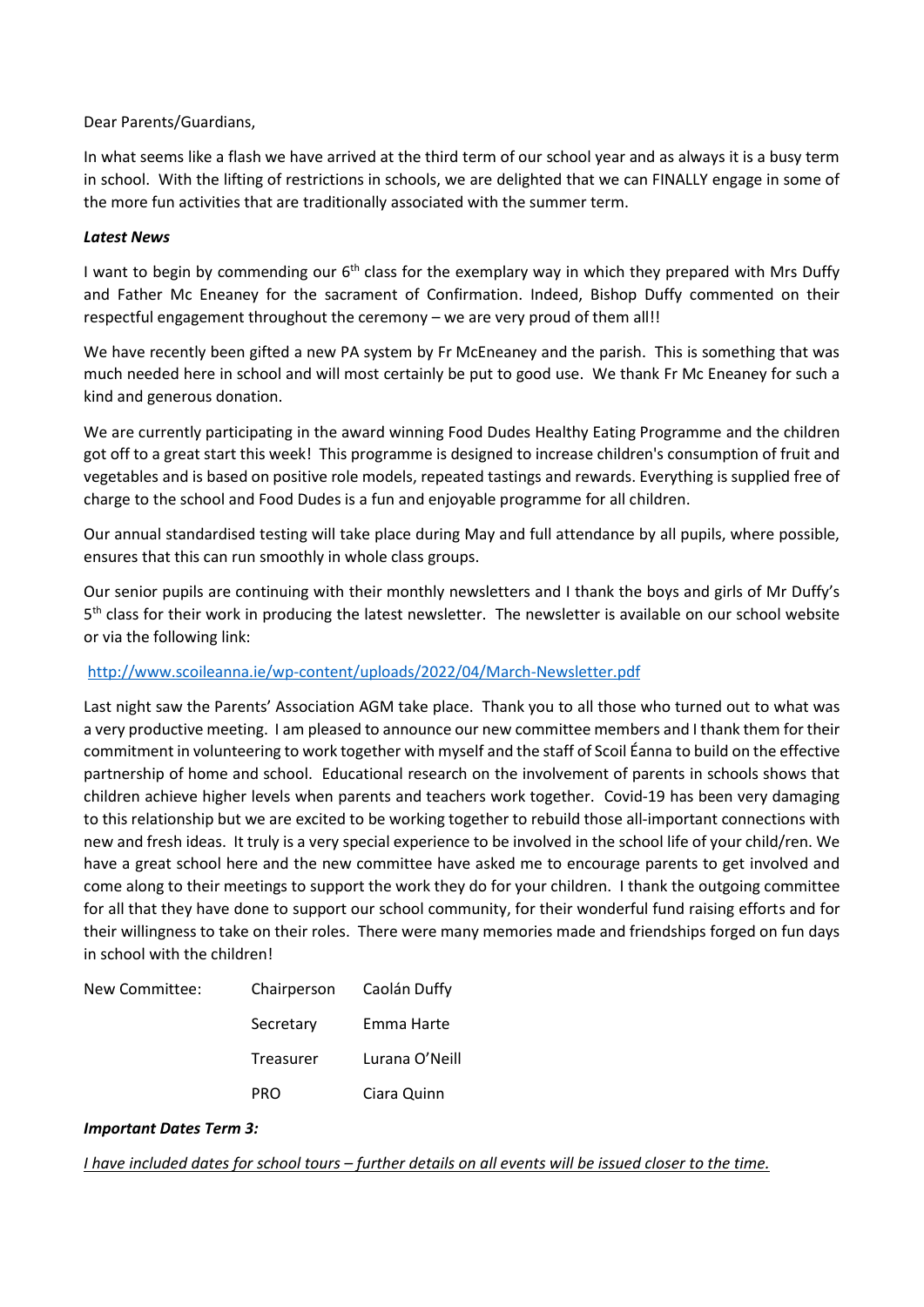Dear Parents/Guardians,

In what seems like a flash we have arrived at the third term of our school year and as always it is a busy term in school. With the lifting of restrictions in schools, we are delighted that we can FINALLY engage in some of the more fun activities that are traditionally associated with the summer term.

***Latest News***

I want to begin by commending our 6th class for the exemplary way in which they prepared with Mrs Duffy and Father Mc Eneaney for the sacrament of Confirmation. Indeed, Bishop Duffy commented on their respectful engagement throughout the ceremony – we are very proud of them all!!

We have recently been gifted a new PA system by Fr McEneaney and the parish. This is something that was much needed here in school and will most certainly be put to good use. We thank Fr Mc Eneaney for such a kind and generous donation.

We are currently participating in the award winning Food Dudes Healthy Eating Programme and the children got off to a great start this week! This programme is designed to increase children's consumption of fruit and vegetables and is based on positive role models, repeated tastings and rewards. Everything is supplied free of charge to the school and Food Dudes is a fun and enjoyable programme for all children.

Our annual standardised testing will take place during May and full attendance by all pupils, where possible, ensures that this can run smoothly in whole class groups.

Our senior pupils are continuing with their monthly newsletters and I thank the boys and girls of Mr Duffy's 5th class for their work in producing the latest newsletter. The newsletter is available on our school website or via the following link:

[http://www.scoileanna.ie/wp-content/uploads/2022/04/March-Newsletter.pdf](http://www.scoileanna.ie/wp-content/uploads/2022/04/March-Newsletter.pdf)

Last night saw the Parents' Association AGM take place. Thank you to all those who turned out to what was a very productive meeting. I am pleased to announce our new committee members and I thank them for their commitment in volunteering to work together with myself and the staff of Scoil Éanna to build on the effective partnership of home and school. Educational research on the involvement of parents in schools shows that children achieve higher levels when parents and teachers work together. Covid-19 has been very damaging to this relationship but we are excited to be working together to rebuild those all-important connections with new and fresh ideas. It truly is a very special experience to be involved in the school life of your child/ren. We have a great school here and the new committee have asked me to encourage parents to get involved and come along to their meetings to support the work they do for your children. I thank the outgoing committee for all that they have done to support our school community, for their wonderful fund raising efforts and for their willingness to take on their roles. There were many memories made and friendships forged on fun days in school with the children!

| New Committee: | Chairperson | Caolán Duffy |
|---|---|---|
| | Secretary | Emma Harte |
| | Treasurer | Lurana O'Neill |
| | PRO | Ciara Quinn |

***Important Dates Term 3:***

*I have included dates for school tours – further details on all events will be issued closer to the time.*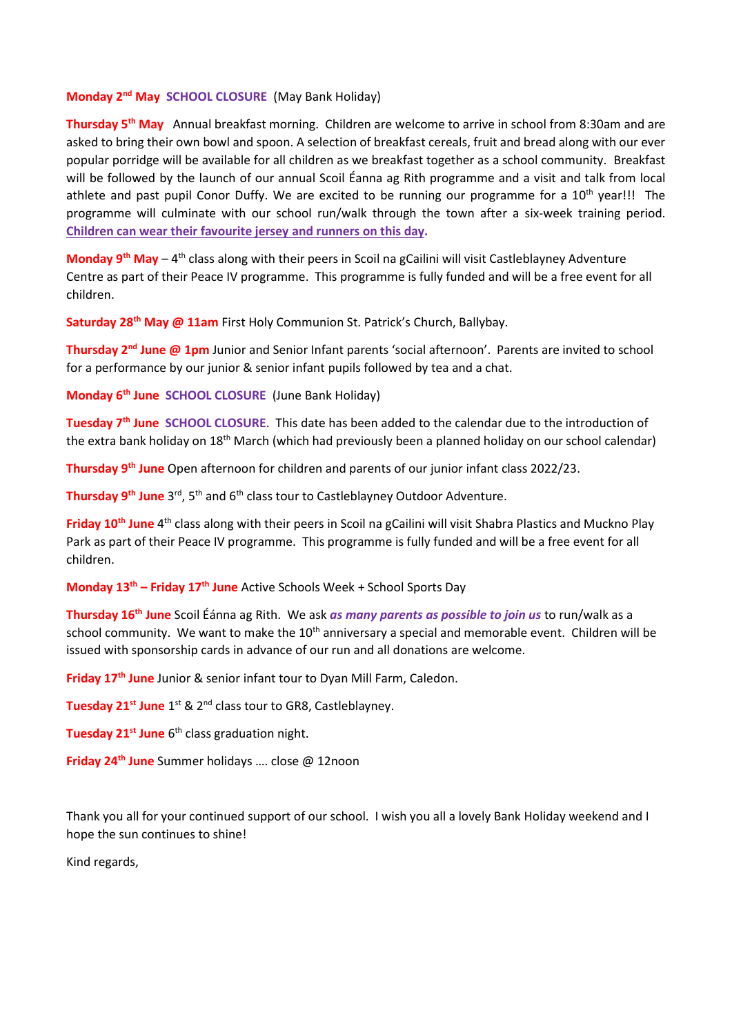**Monday 2nd May** **SCHOOL CLOSURE** (May Bank Holiday)

**Thursday 5th May** Annual breakfast morning. Children are welcome to arrive in school from 8:30am and are asked to bring their own bowl and spoon. A selection of breakfast cereals, fruit and bread along with our ever popular porridge will be available for all children as we breakfast together as a school community. Breakfast will be followed by the launch of our annual Scoil Éanna ag Rith programme and a visit and talk from local athlete and past pupil Conor Duffy. We are excited to be running our programme for a 10th year!!! The programme will culminate with our school run/walk through the town after a six-week training period. **Children can wear their favourite jersey and runners on this day.**

**Monday 9th May** – 4th class along with their peers in Scoil na gCailini will visit Castleblayney Adventure Centre as part of their Peace IV programme. This programme is fully funded and will be a free event for all children.

**Saturday 28th May @ 11am** First Holy Communion St. Patrick's Church, Ballybay.

**Thursday 2nd June @ 1pm** Junior and Senior Infant parents 'social afternoon'. Parents are invited to school for a performance by our junior & senior infant pupils followed by tea and a chat.

**Monday 6th June** **SCHOOL CLOSURE** (June Bank Holiday)

**Tuesday 7th June** **SCHOOL CLOSURE**. This date has been added to the calendar due to the introduction of the extra bank holiday on 18th March (which had previously been a planned holiday on our school calendar)

**Thursday 9th June** Open afternoon for children and parents of our junior infant class 2022/23.

**Thursday 9th June** 3rd, 5th and 6th class tour to Castleblayney Outdoor Adventure.

**Friday 10th June** 4th class along with their peers in Scoil na gCailini will visit Shabra Plastics and Muckno Play Park as part of their Peace IV programme. This programme is fully funded and will be a free event for all children.

**Monday 13th – Friday 17th June** Active Schools Week + School Sports Day

**Thursday 16th June** Scoil Éánna ag Rith. We ask ***as many parents as possible to join us*** to run/walk as a school community. We want to make the 10th anniversary a special and memorable event. Children will be issued with sponsorship cards in advance of our run and all donations are welcome.

**Friday 17th June** Junior & senior infant tour to Dyan Mill Farm, Caledon.

**Tuesday 21st June** 1st & 2nd class tour to GR8, Castleblayney.

**Tuesday 21st June** 6th class graduation night.

**Friday 24th June** Summer holidays …. close @ 12noon

Thank you all for your continued support of our school. I wish you all a lovely Bank Holiday weekend and I hope the sun continues to shine!

Kind regards,